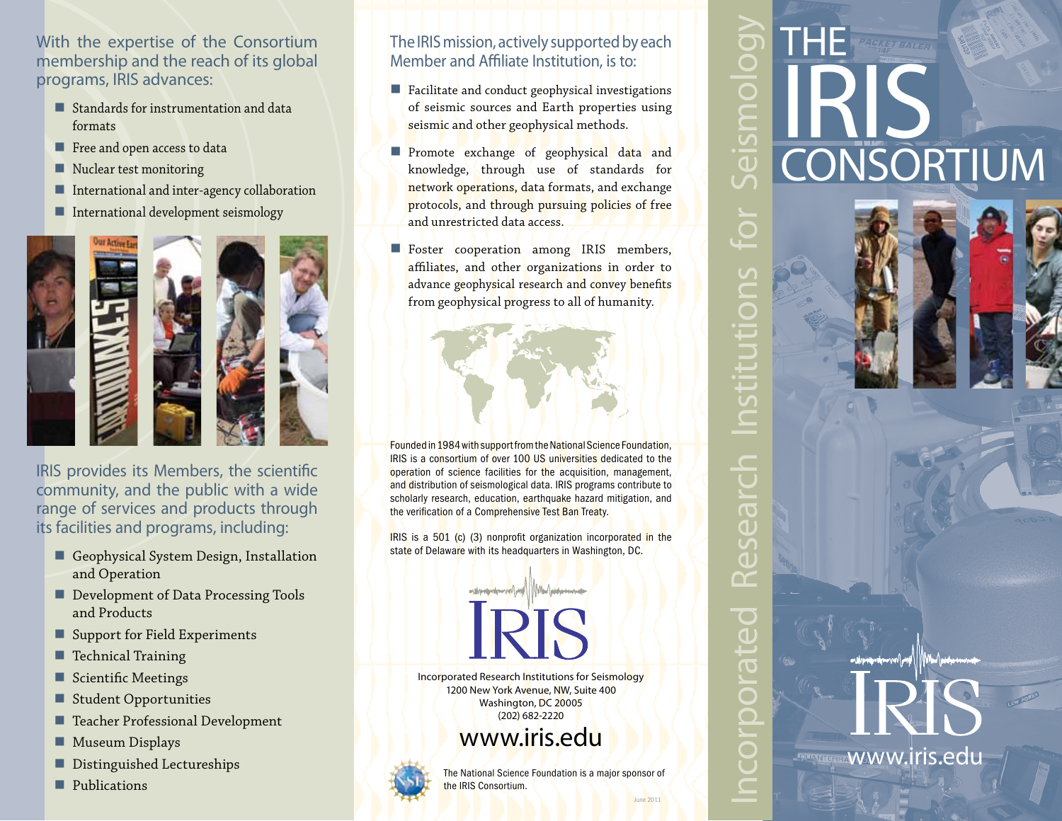With the expertise of the Consortium membership and the reach of its global programs, IRIS advances:

- Standards for instrumentation and data formats
- Free and open access to data
- Nuclear test monitoring
- International and inter-agency collaboration
- International development seismology

IRIS provides its Members, the scientific community, and the public with a wide range of services and products through its facilities and programs, including:

- Geophysical System Design, Installation and Operation
- Development of Data Processing Tools and Products
- Support for Field Experiments
- Technical Training
- Scientific Meetings
- Student Opportunities
- Teacher Professional Development
- Museum Displays
- Distinguished Lectureships
- Publications

The IRIS mission, actively supported by each Member and Affiliate Institution, is to:

- Facilitate and conduct geophysical investigations of seismic sources and Earth properties using seismic and other geophysical methods.
- Promote exchange of geophysical data and knowledge, through use of standards for network operations, data formats, and exchange protocols, and through pursuing policies of free and unrestricted data access.
- Foster cooperation among IRIS members, affiliates, and other organizations in order to advance geophysical research and convey benefits from geophysical progress to all of humanity.

Founded in 1984 with support from the National Science Foundation, IRIS is a consortium of over 100 US universities dedicated to the operation of science facilities for the acquisition, management, and distribution of seismological data. IRIS programs contribute to scholarly research, education, earthquake hazard mitigation, and the verification of a Comprehensive Test Ban Treaty.

IRIS is a 501 (c) (3) nonprofit organization incorporated in the state of Delaware with its headquarters in Washington, DC.

IRIS

Incorporated Research Institutions for Seismology
1200 New York Avenue, NW, Suite 400
Washington, DC 20005
(202) 682-2220

www.iris.edu

The National Science Foundation is a major sponsor of the IRIS Consortium.

June 2011

Incorporated Research Institutions for Seismology

# THE IRIS CONSORTIUM

IRIS
www.iris.edu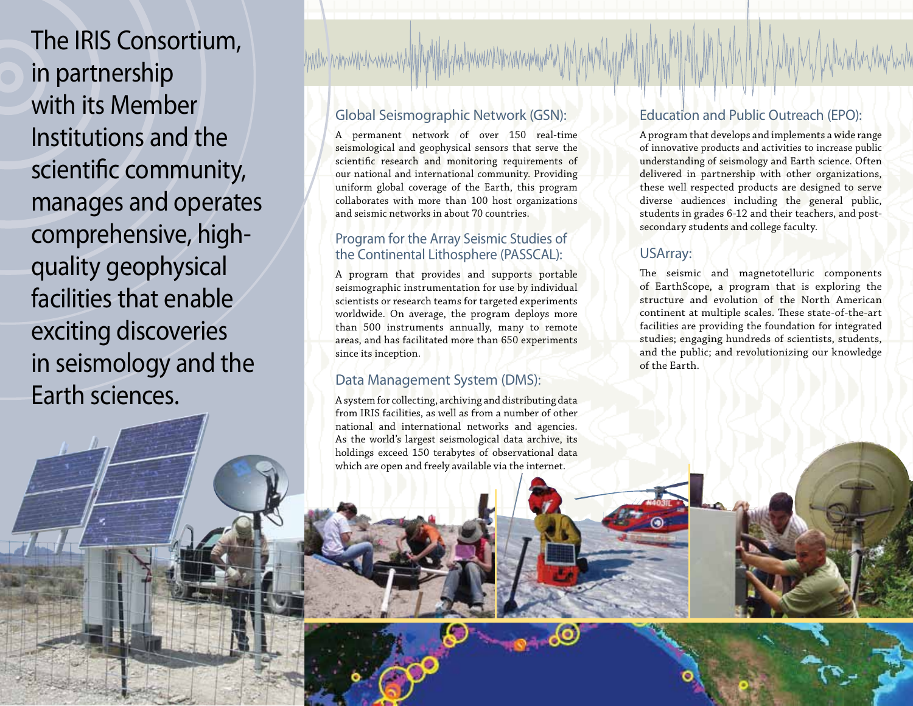The IRIS Consortium, in partnership with its Member Institutions and the scientific community, manages and operates comprehensive, high-quality geophysical facilities that enable exciting discoveries in seismology and the Earth sciences.

## Global Seismographic Network (GSN):

A permanent network of over 150 real-time seismological and geophysical sensors that serve the scientific research and monitoring requirements of our national and international community. Providing uniform global coverage of the Earth, this program collaborates with more than 100 host organizations and seismic networks in about 70 countries.

## Program for the Array Seismic Studies of the Continental Lithosphere (PASSCAL):

A program that provides and supports portable seismographic instrumentation for use by individual scientists or research teams for targeted experiments worldwide. On average, the program deploys more than 500 instruments annually, many to remote areas, and has facilitated more than 650 experiments since its inception.

## Data Management System (DMS):

A system for collecting, archiving and distributing data from IRIS facilities, as well as from a number of other national and international networks and agencies. As the world's largest seismological data archive, its holdings exceed 150 terabytes of observational data which are open and freely available via the internet.

## Education and Public Outreach (EPO):

A program that develops and implements a wide range of innovative products and activities to increase public understanding of seismology and Earth science. Often delivered in partnership with other organizations, these well respected products are designed to serve diverse audiences including the general public, students in grades 6-12 and their teachers, and post-secondary students and college faculty.

## USArray:

The seismic and magnetotelluric components of EarthScope, a program that is exploring the structure and evolution of the North American continent at multiple scales. These state-of-the-art facilities are providing the foundation for integrated studies; engaging hundreds of scientists, students, and the public; and revolutionizing our knowledge of the Earth.